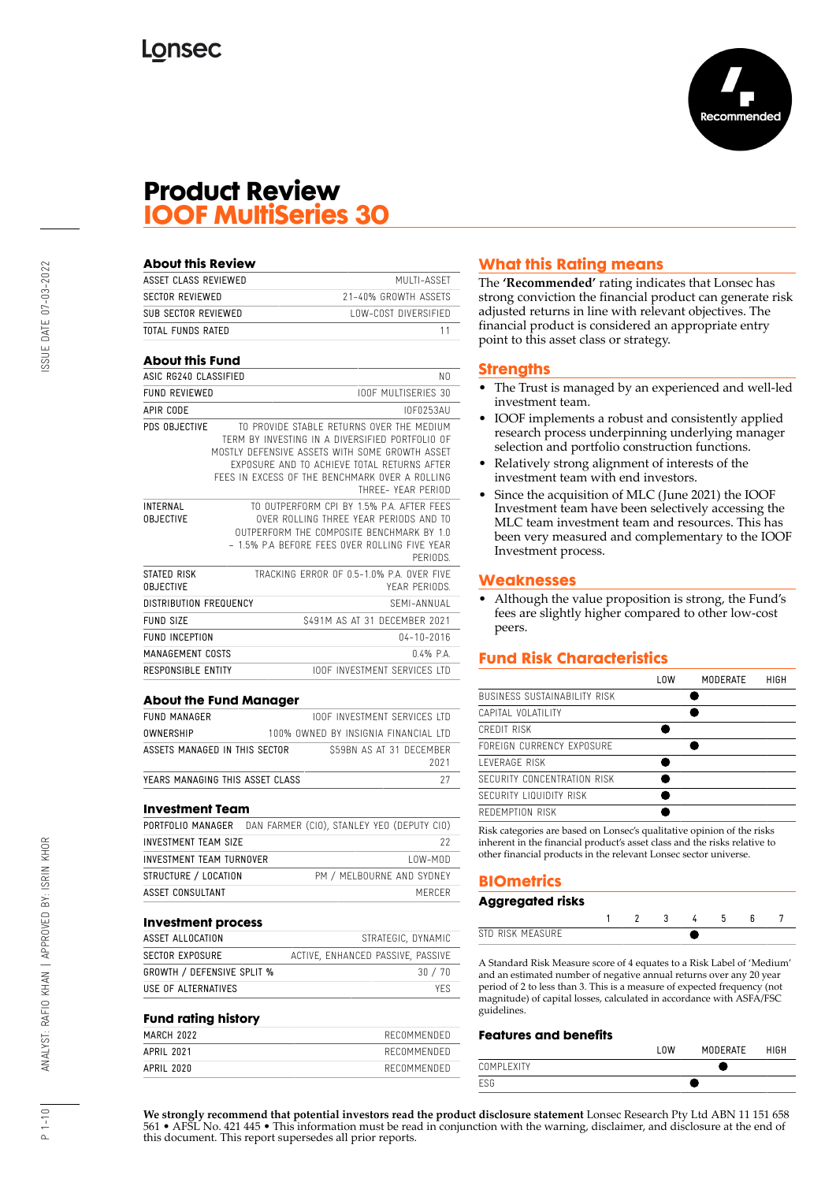Lonsec

Recommended

# Product Review
# IOOF MultiSeries 30

## About this Review

| | |
|---|---|
| ASSET CLASS REVIEWED | MULTI-ASSET |
| SECTOR REVIEWED | 21-40% GROWTH ASSETS |
| SUB SECTOR REVIEWED | LOW-COST DIVERSIFIED |
| TOTAL FUNDS RATED | 11 |

## About this Fund

| | |
|---|---|
| ASIC RG240 CLASSIFIED | NO |
| FUND REVIEWED | IOOF MULTISERIES 30 |
| APIR CODE | IOF0253AU |
| PDS OBJECTIVE | TO PROVIDE STABLE RETURNS OVER THE MEDIUM TERM BY INVESTING IN A DIVERSIFIED PORTFOLIO OF MOSTLY DEFENSIVE ASSETS WITH SOME GROWTH ASSET EXPOSURE AND TO ACHIEVE TOTAL RETURNS AFTER FEES IN EXCESS OF THE BENCHMARK OVER A ROLLING THREE- YEAR PERIOD |
| INTERNAL OBJECTIVE | TO OUTPERFORM CPI BY 1.5% P.A. AFTER FEES OVER ROLLING THREE YEAR PERIODS AND TO OUTPERFORM THE COMPOSITE BENCHMARK BY 1.0 – 1.5% P.A BEFORE FEES OVER ROLLING FIVE YEAR PERIODS. |
| STATED RISK OBJECTIVE | TRACKING ERROR OF 0.5-1.0% P.A. OVER FIVE YEAR PERIODS. |
| DISTRIBUTION FREQUENCY | SEMI-ANNUAL |
| FUND SIZE | $491M AS AT 31 DECEMBER 2021 |
| FUND INCEPTION | 04-10-2016 |
| MANAGEMENT COSTS | 0.4% P.A. |
| RESPONSIBLE ENTITY | IOOF INVESTMENT SERVICES LTD |

## About the Fund Manager

| | |
|---|---|
| FUND MANAGER | IOOF INVESTMENT SERVICES LTD |
| OWNERSHIP | 100% OWNED BY INSIGNIA FINANCIAL LTD |
| ASSETS MANAGED IN THIS SECTOR | $59BN AS AT 31 DECEMBER 2021 |
| YEARS MANAGING THIS ASSET CLASS | 27 |

## Investment Team

| | |
|---|---|
| PORTFOLIO MANAGER | DAN FARMER (CIO), STANLEY YEO (DEPUTY CIO) |
| INVESTMENT TEAM SIZE | 22 |
| INVESTMENT TEAM TURNOVER | LOW-MOD |
| STRUCTURE / LOCATION | PM / MELBOURNE AND SYDNEY |
| ASSET CONSULTANT | MERCER |

## Investment process

| | |
|---|---|
| ASSET ALLOCATION | STRATEGIC, DYNAMIC |
| SECTOR EXPOSURE | ACTIVE, ENHANCED PASSIVE, PASSIVE |
| GROWTH / DEFENSIVE SPLIT % | 30 / 70 |
| USE OF ALTERNATIVES | YES |

## Fund rating history

| | |
|---|---|
| MARCH 2022 | RECOMMENDED |
| APRIL 2021 | RECOMMENDED |
| APRIL 2020 | RECOMMENDED |

## What this Rating means

The **'Recommended'** rating indicates that Lonsec has strong conviction the financial product can generate risk adjusted returns in line with relevant objectives. The financial product is considered an appropriate entry point to this asset class or strategy.

## Strengths

- The Trust is managed by an experienced and well-led investment team.
- IOOF implements a robust and consistently applied research process underpinning underlying manager selection and portfolio construction functions.
- Relatively strong alignment of interests of the investment team with end investors.
- Since the acquisition of MLC (June 2021) the IOOF Investment team have been selectively accessing the MLC team investment team and resources. This has been very measured and complementary to the IOOF Investment process.

## Weaknesses

- Although the value proposition is strong, the Fund's fees are slightly higher compared to other low-cost peers.

## Fund Risk Characteristics

| | LOW | MODERATE | HIGH |
|---|---|---|---|
| BUSINESS SUSTAINABILITY RISK | | ● | |
| CAPITAL VOLATILITY | | ● | |
| CREDIT RISK | ● | | |
| FOREIGN CURRENCY EXPOSURE | | ● | |
| LEVERAGE RISK | ● | | |
| SECURITY CONCENTRATION RISK | ● | | |
| SECURITY LIQUIDITY RISK | ● | | |
| REDEMPTION RISK | ● | | |

Risk categories are based on Lonsec's qualitative opinion of the risks inherent in the financial product's asset class and the risks relative to other financial products in the relevant Lonsec sector universe.

## BIOmetrics

### Aggregated risks

| | 1 | 2 | 3 | 4 | 5 | 6 | 7 |
|---|---|---|---|---|---|---|---|
| STD RISK MEASURE | | | | ● | | | |

A Standard Risk Measure score of 4 equates to a Risk Label of 'Medium' and an estimated number of negative annual returns over any 20 year period of 2 to less than 3. This is a measure of expected frequency (not magnitude) of capital losses, calculated in accordance with ASFA/FSC guidelines.

### Features and benefits

| | LOW | MODERATE | HIGH |
|---|---|---|---|
| COMPLEXITY | | ● | |
| ESG | | ● | |

**We strongly recommend that potential investors read the product disclosure statement** Lonsec Research Pty Ltd ABN 11 151 658 561 • AFSL No. 421 445 • This information must be read in conjunction with the warning, disclaimer, and disclosure at the end of this document. This report supersedes all prior reports.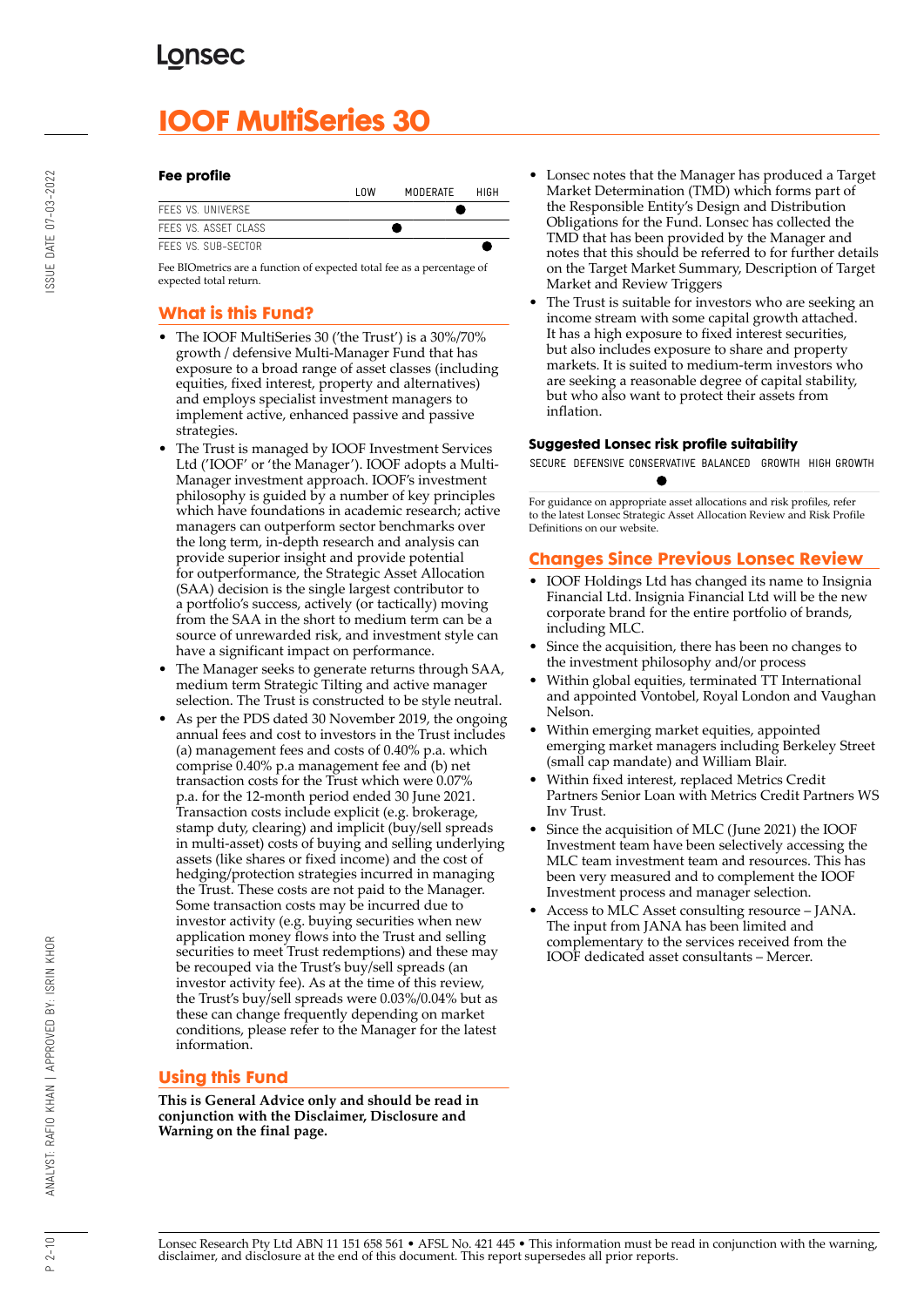# IOOF MultiSeries 30

### Fee profile

| | LOW | MODERATE | HIGH |
|---|---|---|---|
| FEES VS. UNIVERSE | | | ● |
| FEES VS. ASSET CLASS | | ● | |
| FEES VS. SUB-SECTOR | | | ● |

Fee BIOmetrics are a function of expected total fee as a percentage of expected total return.

## What is this Fund?

- The IOOF MultiSeries 30 ('the Trust') is a 30%/70% growth / defensive Multi-Manager Fund that has exposure to a broad range of asset classes (including equities, fixed interest, property and alternatives) and employs specialist investment managers to implement active, enhanced passive and passive strategies.
- The Trust is managed by IOOF Investment Services Ltd ('IOOF' or 'the Manager'). IOOF adopts a Multi-Manager investment approach. IOOF's investment philosophy is guided by a number of key principles which have foundations in academic research; active managers can outperform sector benchmarks over the long term, in-depth research and analysis can provide superior insight and provide potential for outperformance, the Strategic Asset Allocation (SAA) decision is the single largest contributor to a portfolio's success, actively (or tactically) moving from the SAA in the short to medium term can be a source of unrewarded risk, and investment style can have a significant impact on performance.
- The Manager seeks to generate returns through SAA, medium term Strategic Tilting and active manager selection. The Trust is constructed to be style neutral.
- As per the PDS dated 30 November 2019, the ongoing annual fees and cost to investors in the Trust includes (a) management fees and costs of 0.40% p.a. which comprise 0.40% p.a management fee and (b) net transaction costs for the Trust which were 0.07% p.a. for the 12-month period ended 30 June 2021. Transaction costs include explicit (e.g. brokerage, stamp duty, clearing) and implicit (buy/sell spreads in multi-asset) costs of buying and selling underlying assets (like shares or fixed income) and the cost of hedging/protection strategies incurred in managing the Trust. These costs are not paid to the Manager. Some transaction costs may be incurred due to investor activity (e.g. buying securities when new application money flows into the Trust and selling securities to meet Trust redemptions) and these may be recouped via the Trust's buy/sell spreads (an investor activity fee). As at the time of this review, the Trust's buy/sell spreads were 0.03%/0.04% but as these can change frequently depending on market conditions, please refer to the Manager for the latest information.

## Using this Fund

**This is General Advice only and should be read in conjunction with the Disclaimer, Disclosure and Warning on the final page.**

- Lonsec notes that the Manager has produced a Target Market Determination (TMD) which forms part of the Responsible Entity's Design and Distribution Obligations for the Fund. Lonsec has collected the TMD that has been provided by the Manager and notes that this should be referred to for further details on the Target Market Summary, Description of Target Market and Review Triggers
- The Trust is suitable for investors who are seeking an income stream with some capital growth attached. It has a high exposure to fixed interest securities, but also includes exposure to share and property markets. It is suited to medium-term investors who are seeking a reasonable degree of capital stability, but who also want to protect their assets from inflation.

### Suggested Lonsec risk profile suitability

| SECURE | DEFENSIVE | CONSERVATIVE | BALANCED | GROWTH | HIGH GROWTH |
|---|---|---|---|---|---|
| | | ● | | | |

For guidance on appropriate asset allocations and risk profiles, refer to the latest Lonsec Strategic Asset Allocation Review and Risk Profile Definitions on our website.

## Changes Since Previous Lonsec Review

- IOOF Holdings Ltd has changed its name to Insignia Financial Ltd. Insignia Financial Ltd will be the new corporate brand for the entire portfolio of brands, including MLC.
- Since the acquisition, there has been no changes to the investment philosophy and/or process
- Within global equities, terminated TT International and appointed Vontobel, Royal London and Vaughan Nelson.
- Within emerging market equities, appointed emerging market managers including Berkeley Street (small cap mandate) and William Blair.
- Within fixed interest, replaced Metrics Credit Partners Senior Loan with Metrics Credit Partners WS Inv Trust.
- Since the acquisition of MLC (June 2021) the IOOF Investment team have been selectively accessing the MLC team investment team and resources. This has been very measured and to complement the IOOF Investment process and manager selection.
- Access to MLC Asset consulting resource – JANA. The input from JANA has been limited and complementary to the services received from the IOOF dedicated asset consultants – Mercer.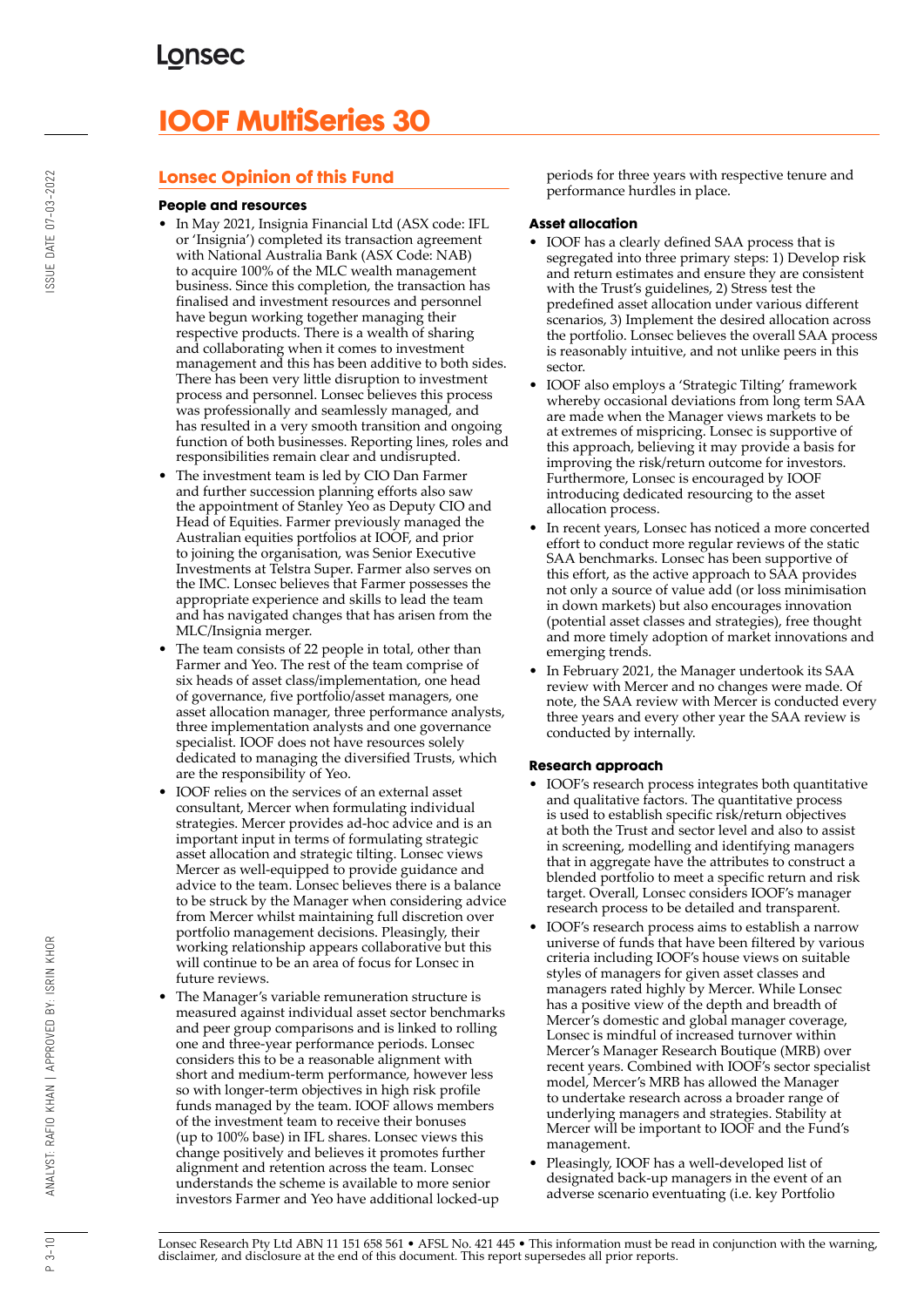# IOOF MultiSeries 30

## Lonsec Opinion of this Fund

### People and resources

- In May 2021, Insignia Financial Ltd (ASX code: IFL or 'Insignia') completed its transaction agreement with National Australia Bank (ASX Code: NAB) to acquire 100% of the MLC wealth management business. Since this completion, the transaction has finalised and investment resources and personnel have begun working together managing their respective products. There is a wealth of sharing and collaborating when it comes to investment management and this has been additive to both sides. There has been very little disruption to investment process and personnel. Lonsec believes this process was professionally and seamlessly managed, and has resulted in a very smooth transition and ongoing function of both businesses. Reporting lines, roles and responsibilities remain clear and undisrupted.
- The investment team is led by CIO Dan Farmer and further succession planning efforts also saw the appointment of Stanley Yeo as Deputy CIO and Head of Equities. Farmer previously managed the Australian equities portfolios at IOOF, and prior to joining the organisation, was Senior Executive Investments at Telstra Super. Farmer also serves on the IMC. Lonsec believes that Farmer possesses the appropriate experience and skills to lead the team and has navigated changes that has arisen from the MLC/Insignia merger.
- The team consists of 22 people in total, other than Farmer and Yeo. The rest of the team comprise of six heads of asset class/implementation, one head of governance, five portfolio/asset managers, one asset allocation manager, three performance analysts, three implementation analysts and one governance specialist. IOOF does not have resources solely dedicated to managing the diversified Trusts, which are the responsibility of Yeo.
- IOOF relies on the services of an external asset consultant, Mercer when formulating individual strategies. Mercer provides ad-hoc advice and is an important input in terms of formulating strategic asset allocation and strategic tilting. Lonsec views Mercer as well-equipped to provide guidance and advice to the team. Lonsec believes there is a balance to be struck by the Manager when considering advice from Mercer whilst maintaining full discretion over portfolio management decisions. Pleasingly, their working relationship appears collaborative but this will continue to be an area of focus for Lonsec in future reviews.
- The Manager's variable remuneration structure is measured against individual asset sector benchmarks and peer group comparisons and is linked to rolling one and three-year performance periods. Lonsec considers this to be a reasonable alignment with short and medium-term performance, however less so with longer-term objectives in high risk profile funds managed by the team. IOOF allows members of the investment team to receive their bonuses (up to 100% base) in IFL shares. Lonsec views this change positively and believes it promotes further alignment and retention across the team. Lonsec understands the scheme is available to more senior investors Farmer and Yeo have additional locked-up periods for three years with respective tenure and performance hurdles in place.

### Asset allocation

- IOOF has a clearly defined SAA process that is segregated into three primary steps: 1) Develop risk and return estimates and ensure they are consistent with the Trust's guidelines, 2) Stress test the predefined asset allocation under various different scenarios, 3) Implement the desired allocation across the portfolio. Lonsec believes the overall SAA process is reasonably intuitive, and not unlike peers in this sector.
- IOOF also employs a 'Strategic Tilting' framework whereby occasional deviations from long term SAA are made when the Manager views markets to be at extremes of mispricing. Lonsec is supportive of this approach, believing it may provide a basis for improving the risk/return outcome for investors. Furthermore, Lonsec is encouraged by IOOF introducing dedicated resourcing to the asset allocation process.
- In recent years, Lonsec has noticed a more concerted effort to conduct more regular reviews of the static SAA benchmarks. Lonsec has been supportive of this effort, as the active approach to SAA provides not only a source of value add (or loss minimisation in down markets) but also encourages innovation (potential asset classes and strategies), free thought and more timely adoption of market innovations and emerging trends.
- In February 2021, the Manager undertook its SAA review with Mercer and no changes were made. Of note, the SAA review with Mercer is conducted every three years and every other year the SAA review is conducted by internally.

### Research approach

- IOOF's research process integrates both quantitative and qualitative factors. The quantitative process is used to establish specific risk/return objectives at both the Trust and sector level and also to assist in screening, modelling and identifying managers that in aggregate have the attributes to construct a blended portfolio to meet a specific return and risk target. Overall, Lonsec considers IOOF's manager research process to be detailed and transparent.
- IOOF's research process aims to establish a narrow universe of funds that have been filtered by various criteria including IOOF's house views on suitable styles of managers for given asset classes and managers rated highly by Mercer. While Lonsec has a positive view of the depth and breadth of Mercer's domestic and global manager coverage, Lonsec is mindful of increased turnover within Mercer's Manager Research Boutique (MRB) over recent years. Combined with IOOF's sector specialist model, Mercer's MRB has allowed the Manager to undertake research across a broader range of underlying managers and strategies. Stability at Mercer will be important to IOOF and the Fund's management.
- Pleasingly, IOOF has a well-developed list of designated back-up managers in the event of an adverse scenario eventuating (i.e. key Portfolio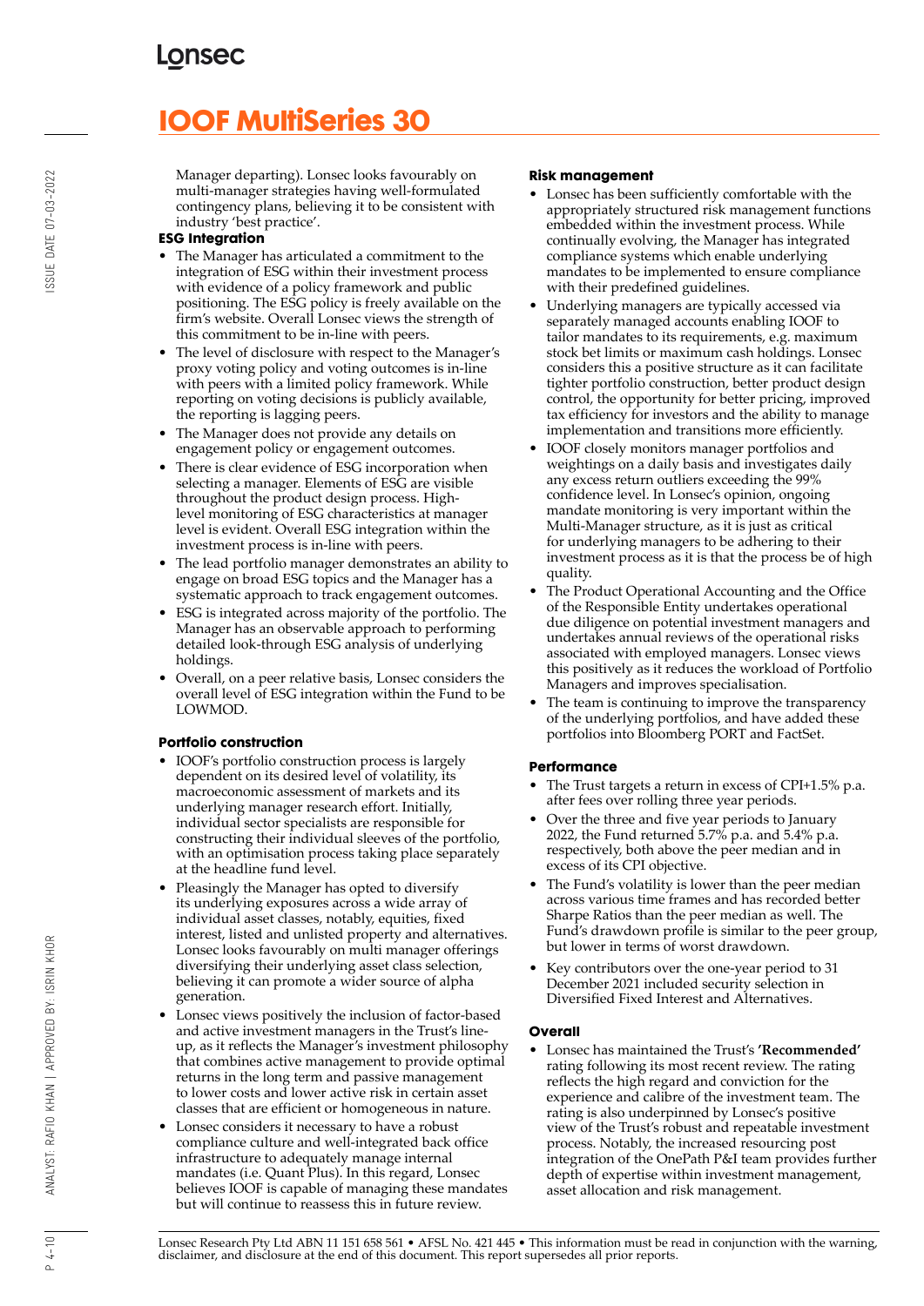Manager departing). Lonsec looks favourably on multi-manager strategies having well-formulated contingency plans, believing it to be consistent with industry 'best practice'.

### ESG Integration

- The Manager has articulated a commitment to the integration of ESG within their investment process with evidence of a policy framework and public positioning. The ESG policy is freely available on the firm's website. Overall Lonsec views the strength of this commitment to be in-line with peers.
- The level of disclosure with respect to the Manager's proxy voting policy and voting outcomes is in-line with peers with a limited policy framework. While reporting on voting decisions is publicly available, the reporting is lagging peers.
- The Manager does not provide any details on engagement policy or engagement outcomes.
- There is clear evidence of ESG incorporation when selecting a manager. Elements of ESG are visible throughout the product design process. High-level monitoring of ESG characteristics at manager level is evident. Overall ESG integration within the investment process is in-line with peers.
- The lead portfolio manager demonstrates an ability to engage on broad ESG topics and the Manager has a systematic approach to track engagement outcomes.
- ESG is integrated across majority of the portfolio. The Manager has an observable approach to performing detailed look-through ESG analysis of underlying holdings.
- Overall, on a peer relative basis, Lonsec considers the overall level of ESG integration within the Fund to be LOWMOD.

### Portfolio construction

- IOOF's portfolio construction process is largely dependent on its desired level of volatility, its macroeconomic assessment of markets and its underlying manager research effort. Initially, individual sector specialists are responsible for constructing their individual sleeves of the portfolio, with an optimisation process taking place separately at the headline fund level.
- Pleasingly the Manager has opted to diversify its underlying exposures across a wide array of individual asset classes, notably, equities, fixed interest, listed and unlisted property and alternatives. Lonsec looks favourably on multi manager offerings diversifying their underlying asset class selection, believing it can promote a wider source of alpha generation.
- Lonsec views positively the inclusion of factor-based and active investment managers in the Trust's line-up, as it reflects the Manager's investment philosophy that combines active management to provide optimal returns in the long term and passive management to lower costs and lower active risk in certain asset classes that are efficient or homogeneous in nature.
- Lonsec considers it necessary to have a robust compliance culture and well-integrated back office infrastructure to adequately manage internal mandates (i.e. Quant Plus). In this regard, Lonsec believes IOOF is capable of managing these mandates but will continue to reassess this in future review.

### Risk management

- Lonsec has been sufficiently comfortable with the appropriately structured risk management functions embedded within the investment process. While continually evolving, the Manager has integrated compliance systems which enable underlying mandates to be implemented to ensure compliance with their predefined guidelines.
- Underlying managers are typically accessed via separately managed accounts enabling IOOF to tailor mandates to its requirements, e.g. maximum stock bet limits or maximum cash holdings. Lonsec considers this a positive structure as it can facilitate tighter portfolio construction, better product design control, the opportunity for better pricing, improved tax efficiency for investors and the ability to manage implementation and transitions more efficiently.
- IOOF closely monitors manager portfolios and weightings on a daily basis and investigates daily any excess return outliers exceeding the 99% confidence level. In Lonsec's opinion, ongoing mandate monitoring is very important within the Multi-Manager structure, as it is just as critical for underlying managers to be adhering to their investment process as it is that the process be of high quality.
- The Product Operational Accounting and the Office of the Responsible Entity undertakes operational due diligence on potential investment managers and undertakes annual reviews of the operational risks associated with employed managers. Lonsec views this positively as it reduces the workload of Portfolio Managers and improves specialisation.
- The team is continuing to improve the transparency of the underlying portfolios, and have added these portfolios into Bloomberg PORT and FactSet.

### Performance

- The Trust targets a return in excess of CPI+1.5% p.a. after fees over rolling three year periods.
- Over the three and five year periods to January 2022, the Fund returned 5.7% p.a. and 5.4% p.a. respectively, both above the peer median and in excess of its CPI objective.
- The Fund's volatility is lower than the peer median across various time frames and has recorded better Sharpe Ratios than the peer median as well. The Fund's drawdown profile is similar to the peer group, but lower in terms of worst drawdown.
- Key contributors over the one-year period to 31 December 2021 included security selection in Diversified Fixed Interest and Alternatives.

### Overall

- Lonsec has maintained the Trust's **'Recommended'** rating following its most recent review. The rating reflects the high regard and conviction for the experience and calibre of the investment team. The rating is also underpinned by Lonsec's positive view of the Trust's robust and repeatable investment process. Notably, the increased resourcing post integration of the OnePath P&I team provides further depth of expertise within investment management, asset allocation and risk management.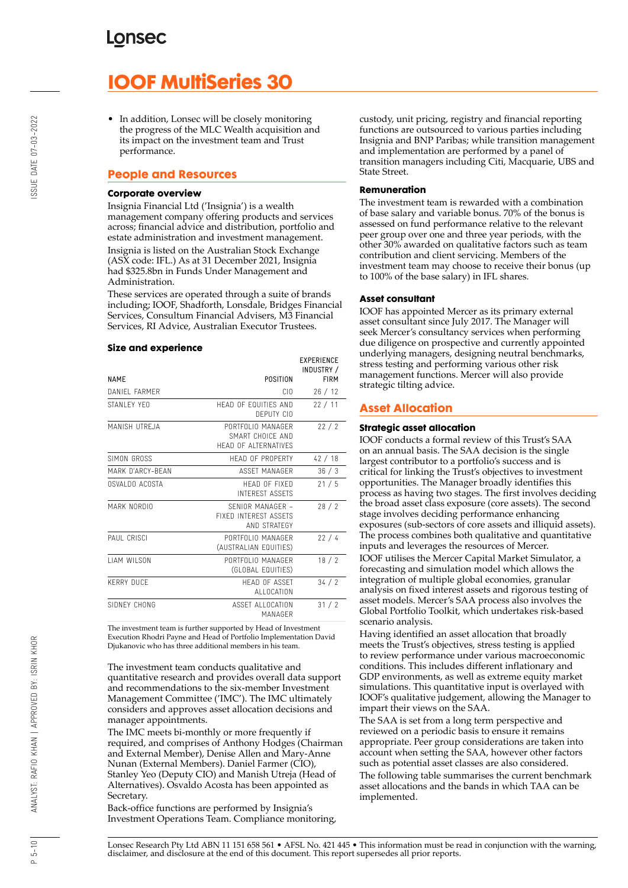# IOOF MultiSeries 30

- In addition, Lonsec will be closely monitoring the progress of the MLC Wealth acquisition and its impact on the investment team and Trust performance.

## People and Resources

### Corporate overview

Insignia Financial Ltd ('Insignia') is a wealth management company offering products and services across; financial advice and distribution, portfolio and estate administration and investment management.

Insignia is listed on the Australian Stock Exchange (ASX code: IFL.) As at 31 December 2021, Insignia had $325.8bn in Funds Under Management and Administration.

These services are operated through a suite of brands including; IOOF, Shadforth, Lonsdale, Bridges Financial Services, Consultum Financial Advisers, M3 Financial Services, RI Advice, Australian Executor Trustees.

### Size and experience

| NAME | POSITION | EXPERIENCE INDUSTRY / FIRM |
|---|---|---|
| DANIEL FARMER | CIO | 26 / 12 |
| STANLEY YEO | HEAD OF EQUITIES AND DEPUTY CIO | 22 / 11 |
| MANISH UTREJA | PORTFOLIO MANAGER SMART CHOICE AND HEAD OF ALTERNATIVES | 22 / 2 |
| SIMON GROSS | HEAD OF PROPERTY | 42 / 18 |
| MARK D'ARCY-BEAN | ASSET MANAGER | 36 / 3 |
| OSVALDO ACOSTA | HEAD OF FIXED INTEREST ASSETS | 21 / 5 |
| MARK NORDIO | SENIOR MANAGER – FIXED INTEREST ASSETS AND STRATEGY | 28 / 2 |
| PAUL CRISCI | PORTFOLIO MANAGER (AUSTRALIAN EQUITIES) | 22 / 4 |
| LIAM WILSON | PORTFOLIO MANAGER (GLOBAL EQUITIES) | 18 / 2 |
| KERRY DUCE | HEAD OF ASSET ALLOCATION | 34 / 2 |
| SIDNEY CHONG | ASSET ALLOCATION MANAGER | 31 / 2 |

The investment team is further supported by Head of Investment Execution Rhodri Payne and Head of Portfolio Implementation David Djukanovic who has three additional members in his team.

The investment team conducts qualitative and quantitative research and provides overall data support and recommendations to the six-member Investment Management Committee ('IMC'). The IMC ultimately considers and approves asset allocation decisions and manager appointments.

The IMC meets bi-monthly or more frequently if required, and comprises of Anthony Hodges (Chairman and External Member), Denise Allen and Mary-Anne Nunan (External Members). Daniel Farmer (CIO), Stanley Yeo (Deputy CIO) and Manish Utreja (Head of Alternatives). Osvaldo Acosta has been appointed as Secretary.

Back-office functions are performed by Insignia's Investment Operations Team. Compliance monitoring, custody, unit pricing, registry and financial reporting functions are outsourced to various parties including Insignia and BNP Paribas; while transition management and implementation are performed by a panel of transition managers including Citi, Macquarie, UBS and State Street.

### Remuneration

The investment team is rewarded with a combination of base salary and variable bonus. 70% of the bonus is assessed on fund performance relative to the relevant peer group over one and three year periods, with the other 30% awarded on qualitative factors such as team contribution and client servicing. Members of the investment team may choose to receive their bonus (up to 100% of the base salary) in IFL shares.

### Asset consultant

IOOF has appointed Mercer as its primary external asset consultant since July 2017. The Manager will seek Mercer's consultancy services when performing due diligence on prospective and currently appointed underlying managers, designing neutral benchmarks, stress testing and performing various other risk management functions. Mercer will also provide strategic tilting advice.

## Asset Allocation

### Strategic asset allocation

IOOF conducts a formal review of this Trust's SAA on an annual basis. The SAA decision is the single largest contributor to a portfolio's success and is critical for linking the Trust's objectives to investment opportunities. The Manager broadly identifies this process as having two stages. The first involves deciding the broad asset class exposure (core assets). The second stage involves deciding performance enhancing exposures (sub-sectors of core assets and illiquid assets). The process combines both qualitative and quantitative inputs and leverages the resources of Mercer.

IOOF utilises the Mercer Capital Market Simulator, a forecasting and simulation model which allows the integration of multiple global economies, granular analysis on fixed interest assets and rigorous testing of asset models. Mercer's SAA process also involves the Global Portfolio Toolkit, which undertakes risk-based scenario analysis.

Having identified an asset allocation that broadly meets the Trust's objectives, stress testing is applied to review performance under various macroeconomic conditions. This includes different inflationary and GDP environments, as well as extreme equity market simulations. This quantitative input is overlayed with IOOF's qualitative judgement, allowing the Manager to impart their views on the SAA.

The SAA is set from a long term perspective and reviewed on a periodic basis to ensure it remains appropriate. Peer group considerations are taken into account when setting the SAA, however other factors such as potential asset classes are also considered.

The following table summarises the current benchmark asset allocations and the bands in which TAA can be implemented.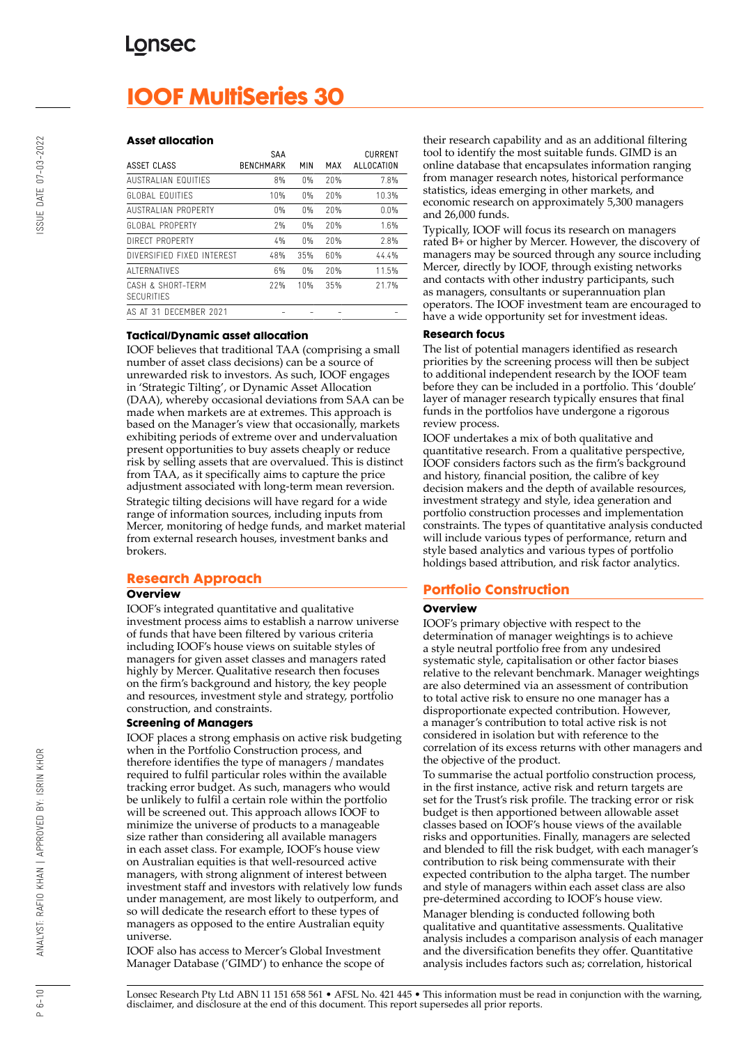# IOOF MultiSeries 30

### Asset allocation

| ASSET CLASS | SAA BENCHMARK | MIN | MAX | CURRENT ALLOCATION |
|---|---|---|---|---|
| AUSTRALIAN EQUITIES | 8% | 0% | 20% | 7.8% |
| GLOBAL EQUITIES | 10% | 0% | 20% | 10.3% |
| AUSTRALIAN PROPERTY | 0% | 0% | 20% | 0.0% |
| GLOBAL PROPERTY | 2% | 0% | 20% | 1.6% |
| DIRECT PROPERTY | 4% | 0% | 20% | 2.8% |
| DIVERSIFIED FIXED INTEREST | 48% | 35% | 60% | 44.4% |
| ALTERNATIVES | 6% | 0% | 20% | 11.5% |
| CASH & SHORT-TERM SECURITIES | 22% | 10% | 35% | 21.7% |
| AS AT 31 DECEMBER 2021 | - | - | - | - |

### Tactical/Dynamic asset allocation

IOOF believes that traditional TAA (comprising a small number of asset class decisions) can be a source of unrewarded risk to investors. As such, IOOF engages in 'Strategic Tilting', or Dynamic Asset Allocation (DAA), whereby occasional deviations from SAA can be made when markets are at extremes. This approach is based on the Manager's view that occasionally, markets exhibiting periods of extreme over and undervaluation present opportunities to buy assets cheaply or reduce risk by selling assets that are overvalued. This is distinct from TAA, as it specifically aims to capture the price adjustment associated with long-term mean reversion.

Strategic tilting decisions will have regard for a wide range of information sources, including inputs from Mercer, monitoring of hedge funds, and market material from external research houses, investment banks and brokers.

## Research Approach

### Overview

IOOF's integrated quantitative and qualitative investment process aims to establish a narrow universe of funds that have been filtered by various criteria including IOOF's house views on suitable styles of managers for given asset classes and managers rated highly by Mercer. Qualitative research then focuses on the firm's background and history, the key people and resources, investment style and strategy, portfolio construction, and constraints.

### Screening of Managers

IOOF places a strong emphasis on active risk budgeting when in the Portfolio Construction process, and therefore identifies the type of managers / mandates required to fulfil particular roles within the available tracking error budget. As such, managers who would be unlikely to fulfil a certain role within the portfolio will be screened out. This approach allows IOOF to minimize the universe of products to a manageable size rather than considering all available managers in each asset class. For example, IOOF's house view on Australian equities is that well-resourced active managers, with strong alignment of interest between investment staff and investors with relatively low funds under management, are most likely to outperform, and so will dedicate the research effort to these types of managers as opposed to the entire Australian equity universe.

IOOF also has access to Mercer's Global Investment Manager Database ('GIMD') to enhance the scope of their research capability and as an additional filtering tool to identify the most suitable funds. GIMD is an online database that encapsulates information ranging from manager research notes, historical performance statistics, ideas emerging in other markets, and economic research on approximately 5,300 managers and 26,000 funds.

Typically, IOOF will focus its research on managers rated B+ or higher by Mercer. However, the discovery of managers may be sourced through any source including Mercer, directly by IOOF, through existing networks and contacts with other industry participants, such as managers, consultants or superannuation plan operators. The IOOF investment team are encouraged to have a wide opportunity set for investment ideas.

### Research focus

The list of potential managers identified as research priorities by the screening process will then be subject to additional independent research by the IOOF team before they can be included in a portfolio. This 'double' layer of manager research typically ensures that final funds in the portfolios have undergone a rigorous review process.

IOOF undertakes a mix of both qualitative and quantitative research. From a qualitative perspective, IOOF considers factors such as the firm's background and history, financial position, the calibre of key decision makers and the depth of available resources, investment strategy and style, idea generation and portfolio construction processes and implementation constraints. The types of quantitative analysis conducted will include various types of performance, return and style based analytics and various types of portfolio holdings based attribution, and risk factor analytics.

## Portfolio Construction

### Overview

IOOF's primary objective with respect to the determination of manager weightings is to achieve a style neutral portfolio free from any undesired systematic style, capitalisation or other factor biases relative to the relevant benchmark. Manager weightings are also determined via an assessment of contribution to total active risk to ensure no one manager has a disproportionate expected contribution. However, a manager's contribution to total active risk is not considered in isolation but with reference to the correlation of its excess returns with other managers and the objective of the product.

To summarise the actual portfolio construction process, in the first instance, active risk and return targets are set for the Trust's risk profile. The tracking error or risk budget is then apportioned between allowable asset classes based on IOOF's house views of the available risks and opportunities. Finally, managers are selected and blended to fill the risk budget, with each manager's contribution to risk being commensurate with their expected contribution to the alpha target. The number and style of managers within each asset class are also pre-determined according to IOOF's house view.

Manager blending is conducted following both qualitative and quantitative assessments. Qualitative analysis includes a comparison analysis of each manager and the diversification benefits they offer. Quantitative analysis includes factors such as; correlation, historical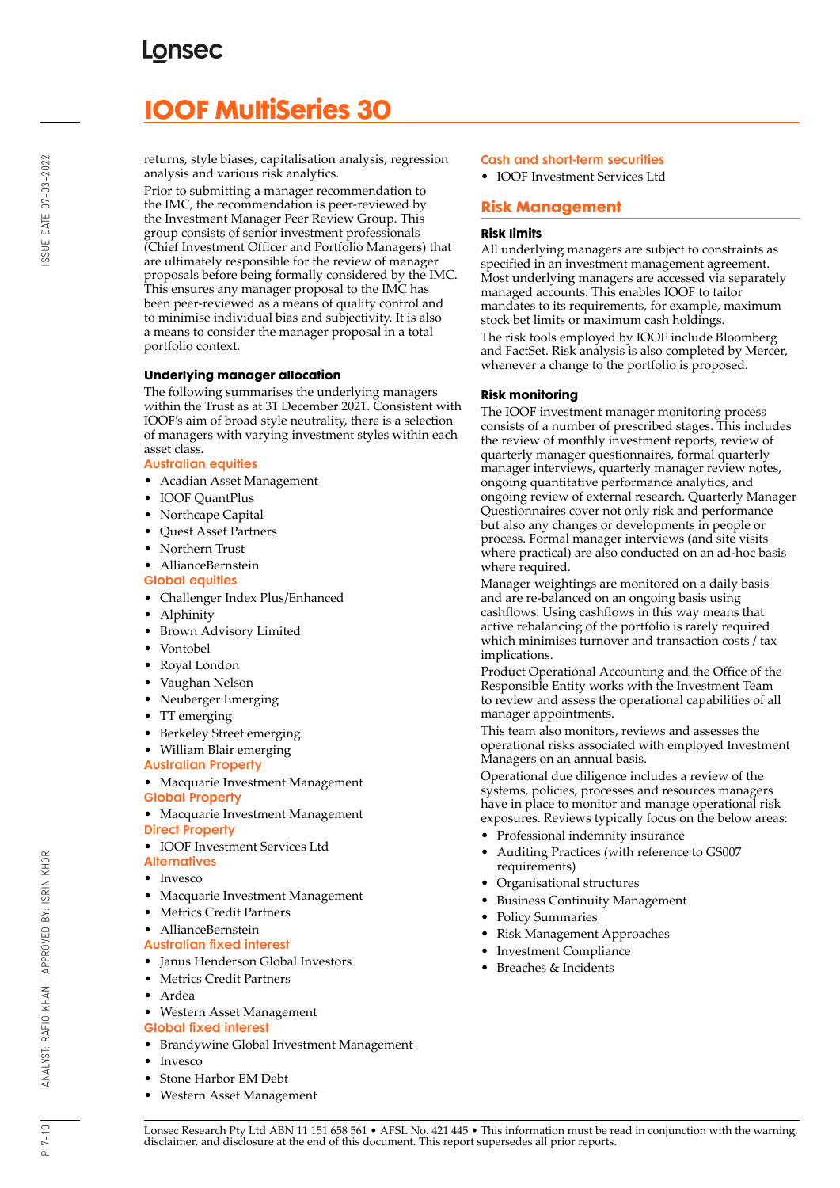returns, style biases, capitalisation analysis, regression analysis and various risk analytics.

Prior to submitting a manager recommendation to the IMC, the recommendation is peer-reviewed by the Investment Manager Peer Review Group. This group consists of senior investment professionals (Chief Investment Officer and Portfolio Managers) that are ultimately responsible for the review of manager proposals before being formally considered by the IMC. This ensures any manager proposal to the IMC has been peer-reviewed as a means of quality control and to minimise individual bias and subjectivity. It is also a means to consider the manager proposal in a total portfolio context.

### Underlying manager allocation

The following summarises the underlying managers within the Trust as at 31 December 2021. Consistent with IOOF's aim of broad style neutrality, there is a selection of managers with varying investment styles within each asset class.

#### Australian equities

- Acadian Asset Management
- IOOF QuantPlus
- Northcape Capital
- Quest Asset Partners
- Northern Trust
- AllianceBernstein

#### Global equities

- Challenger Index Plus/Enhanced
- Alphinity
- Brown Advisory Limited
- Vontobel
- Royal London
- Vaughan Nelson
- Neuberger Emerging
- TT emerging
- Berkeley Street emerging
- William Blair emerging

#### Australian Property

- Macquarie Investment Management

#### Global Property

- Macquarie Investment Management

#### Direct Property

- IOOF Investment Services Ltd

#### Alternatives

- Invesco
- Macquarie Investment Management
- Metrics Credit Partners
- AllianceBernstein

#### Australian fixed interest

- Janus Henderson Global Investors
- Metrics Credit Partners
- Ardea
- Western Asset Management

#### Global fixed interest

- Brandywine Global Investment Management
- Invesco
- Stone Harbor EM Debt
- Western Asset Management

#### Cash and short-term securities

- IOOF Investment Services Ltd

## Risk Management

### Risk limits

All underlying managers are subject to constraints as specified in an investment management agreement. Most underlying managers are accessed via separately managed accounts. This enables IOOF to tailor mandates to its requirements, for example, maximum stock bet limits or maximum cash holdings.

The risk tools employed by IOOF include Bloomberg and FactSet. Risk analysis is also completed by Mercer, whenever a change to the portfolio is proposed.

### Risk monitoring

The IOOF investment manager monitoring process consists of a number of prescribed stages. This includes the review of monthly investment reports, review of quarterly manager questionnaires, formal quarterly manager interviews, quarterly manager review notes, ongoing quantitative performance analytics, and ongoing review of external research. Quarterly Manager Questionnaires cover not only risk and performance but also any changes or developments in people or process. Formal manager interviews (and site visits where practical) are also conducted on an ad-hoc basis where required.

Manager weightings are monitored on a daily basis and are re-balanced on an ongoing basis using cashflows. Using cashflows in this way means that active rebalancing of the portfolio is rarely required which minimises turnover and transaction costs / tax implications.

Product Operational Accounting and the Office of the Responsible Entity works with the Investment Team to review and assess the operational capabilities of all manager appointments.

This team also monitors, reviews and assesses the operational risks associated with employed Investment Managers on an annual basis.

Operational due diligence includes a review of the systems, policies, processes and resources managers have in place to monitor and manage operational risk exposures. Reviews typically focus on the below areas:

- Professional indemnity insurance
- Auditing Practices (with reference to GS007 requirements)
- Organisational structures
- Business Continuity Management
- Policy Summaries
- Risk Management Approaches
- Investment Compliance
- Breaches & Incidents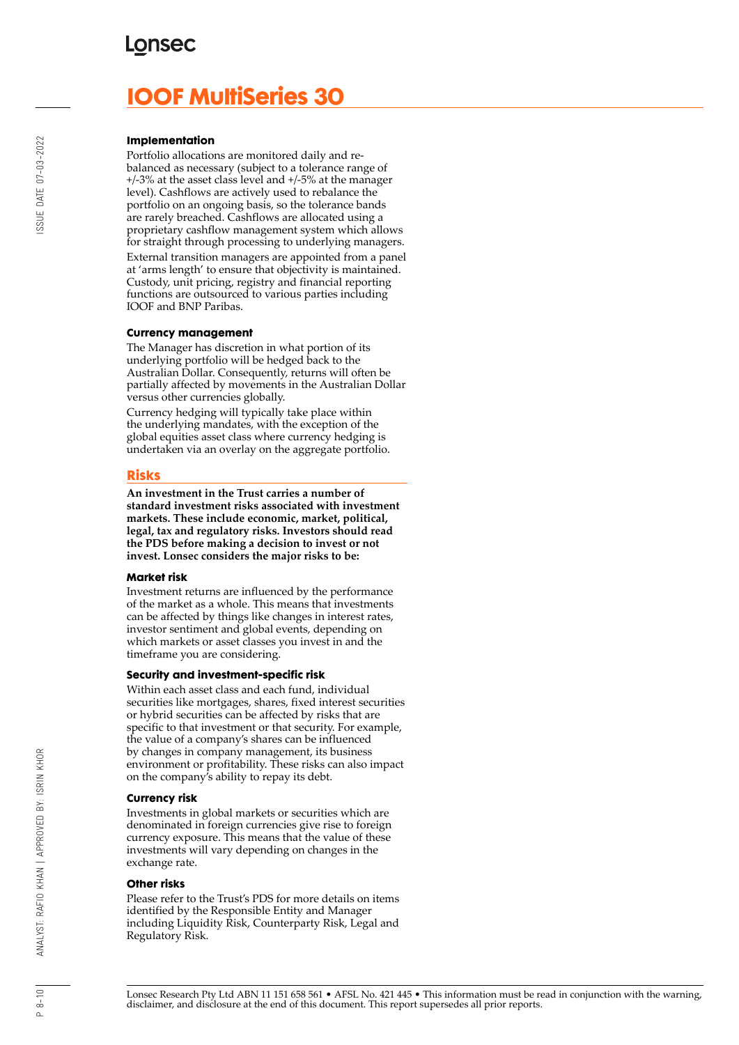# IOOF MultiSeries 30

### Implementation

Portfolio allocations are monitored daily and re-balanced as necessary (subject to a tolerance range of +/-3% at the asset class level and +/-5% at the manager level). Cashflows are actively used to rebalance the portfolio on an ongoing basis, so the tolerance bands are rarely breached. Cashflows are allocated using a proprietary cashflow management system which allows for straight through processing to underlying managers.

External transition managers are appointed from a panel at 'arms length' to ensure that objectivity is maintained. Custody, unit pricing, registry and financial reporting functions are outsourced to various parties including IOOF and BNP Paribas.

### Currency management

The Manager has discretion in what portion of its underlying portfolio will be hedged back to the Australian Dollar. Consequently, returns will often be partially affected by movements in the Australian Dollar versus other currencies globally.

Currency hedging will typically take place within the underlying mandates, with the exception of the global equities asset class where currency hedging is undertaken via an overlay on the aggregate portfolio.

## Risks

**An investment in the Trust carries a number of standard investment risks associated with investment markets. These include economic, market, political, legal, tax and regulatory risks. Investors should read the PDS before making a decision to invest or not invest. Lonsec considers the major risks to be:**

### Market risk

Investment returns are influenced by the performance of the market as a whole. This means that investments can be affected by things like changes in interest rates, investor sentiment and global events, depending on which markets or asset classes you invest in and the timeframe you are considering.

### Security and investment-specific risk

Within each asset class and each fund, individual securities like mortgages, shares, fixed interest securities or hybrid securities can be affected by risks that are specific to that investment or that security. For example, the value of a company's shares can be influenced by changes in company management, its business environment or profitability. These risks can also impact on the company's ability to repay its debt.

### Currency risk

Investments in global markets or securities which are denominated in foreign currencies give rise to foreign currency exposure. This means that the value of these investments will vary depending on changes in the exchange rate.

### Other risks

Please refer to the Trust's PDS for more details on items identified by the Responsible Entity and Manager including Liquidity Risk, Counterparty Risk, Legal and Regulatory Risk.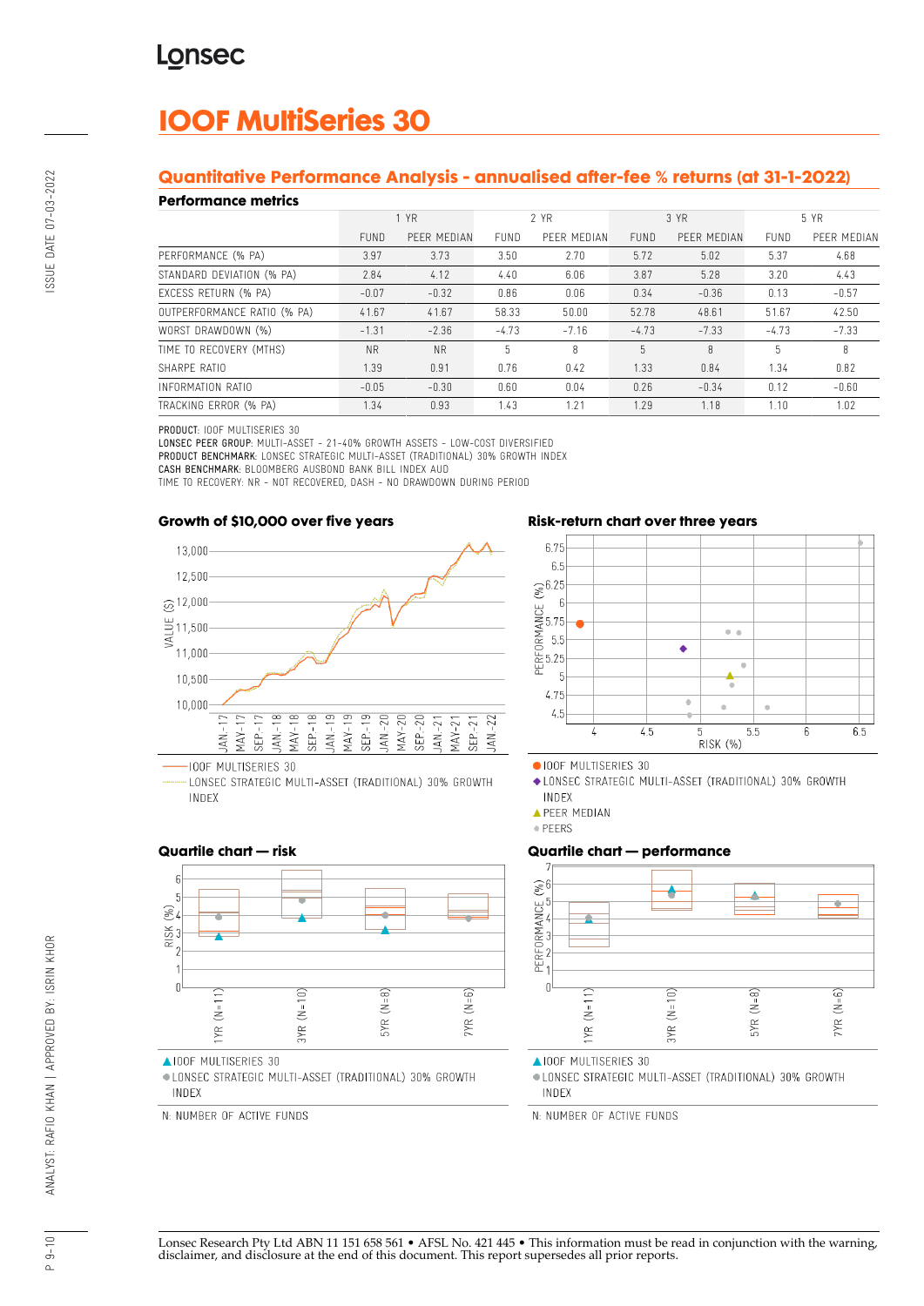# IOOF MultiSeries 30

## Quantitative Performance Analysis - annualised after-fee % returns (at 31-1-2022)

### Performance metrics

| | 1 YR | | 2 YR | | 3 YR | | 5 YR | |
|---|---|---|---|---|---|---|---|---|
| | FUND | PEER MEDIAN | FUND | PEER MEDIAN | FUND | PEER MEDIAN | FUND | PEER MEDIAN |
| PERFORMANCE (% PA) | 3.97 | 3.73 | 3.50 | 2.70 | 5.72 | 5.02 | 5.37 | 4.68 |
| STANDARD DEVIATION (% PA) | 2.84 | 4.12 | 4.40 | 6.06 | 3.87 | 5.28 | 3.20 | 4.43 |
| EXCESS RETURN (% PA) | -0.07 | -0.32 | 0.86 | 0.06 | 0.34 | -0.36 | 0.13 | -0.57 |
| OUTPERFORMANCE RATIO (% PA) | 41.67 | 41.67 | 58.33 | 50.00 | 52.78 | 48.61 | 51.67 | 42.50 |
| WORST DRAWDOWN (%) | -1.31 | -2.36 | -4.73 | -7.16 | -4.73 | -7.33 | -4.73 | -7.33 |
| TIME TO RECOVERY (MTHS) | NR | NR | 5 | 8 | 5 | 8 | 5 | 8 |
| SHARPE RATIO | 1.39 | 0.91 | 0.76 | 0.42 | 1.33 | 0.84 | 1.34 | 0.82 |
| INFORMATION RATIO | -0.05 | -0.30 | 0.60 | 0.04 | 0.26 | -0.34 | 0.12 | -0.60 |
| TRACKING ERROR (% PA) | 1.34 | 0.93 | 1.43 | 1.21 | 1.29 | 1.18 | 1.10 | 1.02 |

**PRODUCT:** IOOF MULTISERIES 30
**LONSEC PEER GROUP:** MULTI-ASSET - 21-40% GROWTH ASSETS - LOW-COST DIVERSIFIED
**PRODUCT BENCHMARK:** LONSEC STRATEGIC MULTI-ASSET (TRADITIONAL) 30% GROWTH INDEX
**CASH BENCHMARK:** BLOOMBERG AUSBOND BANK BILL INDEX AUD
TIME TO RECOVERY: NR - NOT RECOVERED, DASH - NO DRAWDOWN DURING PERIOD

### Growth of $10,000 over five years

IOOF MULTISERIES 30
LONSEC STRATEGIC MULTI-ASSET (TRADITIONAL) 30% GROWTH INDEX

### Risk-return chart over three years

IOOF MULTISERIES 30
LONSEC STRATEGIC MULTI-ASSET (TRADITIONAL) 30% GROWTH INDEX
PEER MEDIAN
PEERS

### Quartile chart — risk

IOOF MULTISERIES 30
LONSEC STRATEGIC MULTI-ASSET (TRADITIONAL) 30% GROWTH INDEX

N: NUMBER OF ACTIVE FUNDS

### Quartile chart — performance

IOOF MULTISERIES 30
LONSEC STRATEGIC MULTI-ASSET (TRADITIONAL) 30% GROWTH INDEX

N: NUMBER OF ACTIVE FUNDS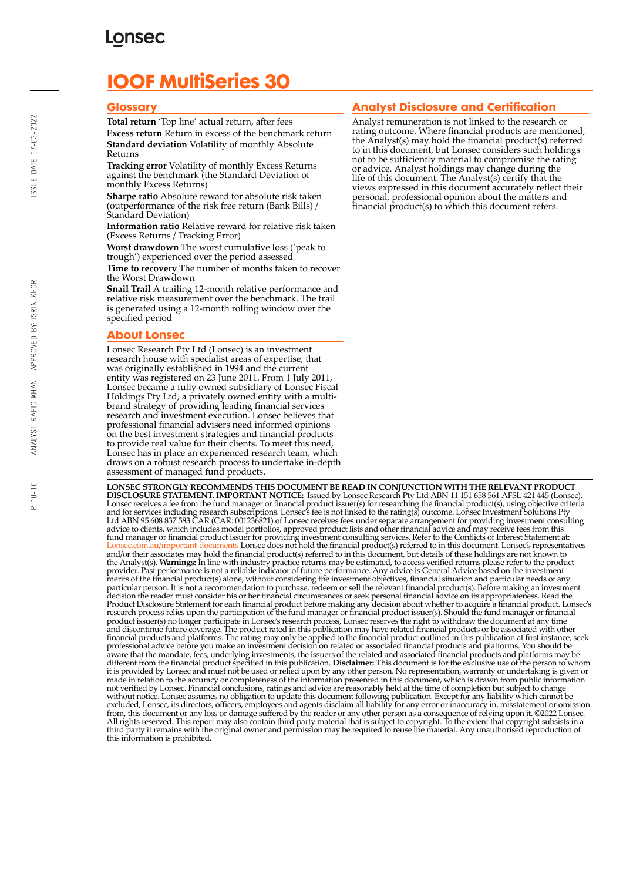# IOOF MultiSeries 30

## Glossary

**Total return** 'Top line' actual return, after fees

**Excess return** Return in excess of the benchmark return

**Standard deviation** Volatility of monthly Absolute Returns

**Tracking error** Volatility of monthly Excess Returns against the benchmark (the Standard Deviation of monthly Excess Returns)

**Sharpe ratio** Absolute reward for absolute risk taken (outperformance of the risk free return (Bank Bills) / Standard Deviation)

**Information ratio** Relative reward for relative risk taken (Excess Returns / Tracking Error)

**Worst drawdown** The worst cumulative loss ('peak to trough') experienced over the period assessed

**Time to recovery** The number of months taken to recover the Worst Drawdown

**Snail Trail** A trailing 12-month relative performance and relative risk measurement over the benchmark. The trail is generated using a 12-month rolling window over the specified period

## About Lonsec

Lonsec Research Pty Ltd (Lonsec) is an investment research house with specialist areas of expertise, that was originally established in 1994 and the current entity was registered on 23 June 2011. From 1 July 2011, Lonsec became a fully owned subsidiary of Lonsec Fiscal Holdings Pty Ltd, a privately owned entity with a multi-brand strategy of providing leading financial services research and investment execution. Lonsec believes that professional financial advisers need informed opinions on the best investment strategies and financial products to provide real value for their clients. To meet this need, Lonsec has in place an experienced research team, which draws on a robust research process to undertake in-depth assessment of managed fund products.

## Analyst Disclosure and Certification

Analyst remuneration is not linked to the research or rating outcome. Where financial products are mentioned, the Analyst(s) may hold the financial product(s) referred to in this document, but Lonsec considers such holdings not to be sufficiently material to compromise the rating or advice. Analyst holdings may change during the life of this document. The Analyst(s) certify that the views expressed in this document accurately reflect their personal, professional opinion about the matters and financial product(s) to which this document refers.

**LONSEC STRONGLY RECOMMENDS THIS DOCUMENT BE READ IN CONJUNCTION WITH THE RELEVANT PRODUCT DISCLOSURE STATEMENT. IMPORTANT NOTICE:** Issued by Lonsec Research Pty Ltd ABN 11 151 658 561 AFSL 421 445 (Lonsec). Lonsec receives a fee from the fund manager or financial product issuer(s) for researching the financial product(s), using objective criteria and for services including research subscriptions. Lonsec's fee is not linked to the rating(s) outcome. Lonsec Investment Solutions Pty Ltd ABN 95 608 837 583 CAR (CAR: 001236821) of Lonsec receives fees under separate arrangement for providing investment consulting advice to clients, which includes model portfolios, approved product lists and other financial advice and may receive fees from this fund manager or financial product issuer for providing investment consulting services. Refer to the Conflicts of Interest Statement at: Lonsec.com.au/important-documents Lonsec does not hold the financial product(s) referred to in this document. Lonsec's representatives and/or their associates may hold the financial product(s) referred to in this document, but details of these holdings are not known to the Analyst(s). **Warnings:** In line with industry practice returns may be estimated, to access verified returns please refer to the product provider. Past performance is not a reliable indicator of future performance. Any advice is General Advice based on the investment merits of the financial product(s) alone, without considering the investment objectives, financial situation and particular needs of any particular person. It is not a recommendation to purchase, redeem or sell the relevant financial product(s). Before making an investment decision the reader must consider his or her financial circumstances or seek personal financial advice on its appropriateness. Read the Product Disclosure Statement for each financial product before making any decision about whether to acquire a financial product. Lonsec's research process relies upon the participation of the fund manager or financial product issuer(s). Should the fund manager or financial product issuer(s) no longer participate in Lonsec's research process, Lonsec reserves the right to withdraw the document at any time and discontinue future coverage. The product rated in this publication may have related financial products or be associated with other financial products and platforms. The rating may only be applied to the financial product outlined in this publication at first instance, seek professional advice before you make an investment decision on related or associated financial products and platforms. You should be aware that the mandate, fees, underlying investments, the issuers of the related and associated financial products and platforms may be different from the financial product specified in this publication. **Disclaimer:** This document is for the exclusive use of the person to whom it is provided by Lonsec and must not be used or relied upon by any other person. No representation, warranty or undertaking is given or made in relation to the accuracy or completeness of the information presented in this document, which is drawn from public information not verified by Lonsec. Financial conclusions, ratings and advice are reasonably held at the time of completion but subject to change without notice. Lonsec assumes no obligation to update this document following publication. Except for any liability which cannot be excluded, Lonsec, its directors, officers, employees and agents disclaim all liability for any error or inaccuracy in, misstatement or omission from, this document or any loss or damage suffered by the reader or any other person as a consequence of relying upon it. ©2022 Lonsec. All rights reserved. This report may also contain third party material that is subject to copyright. To the extent that copyright subsists in a third party it remains with the original owner and permission may be required to reuse the material. Any unauthorised reproduction of this information is prohibited.